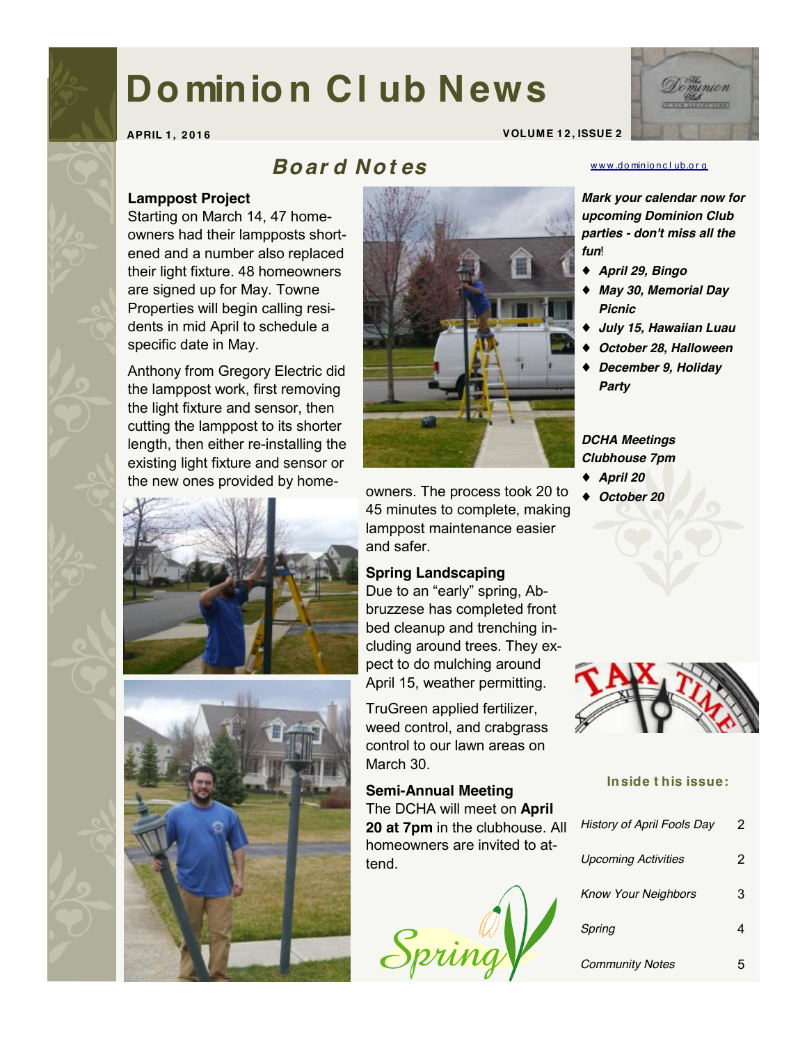# Dominion Club News

**APRIL 1, 2016** **VOLUME 12, ISSUE 2**

## Board Notes

### Lamppost Project

Starting on March 14, 47 homeowners had their lampposts shortened and a number also replaced their light fixture. 48 homeowners are signed up for May. Towne Properties will begin calling residents in mid April to schedule a specific date in May.

Anthony from Gregory Electric did the lamppost work, first removing the light fixture and sensor, then cutting the lamppost to its shorter length, then either re-installing the existing light fixture and sensor or the new ones provided by homeowners. The process took 20 to 45 minutes to complete, making lamppost maintenance easier and safer.

### Spring Landscaping

Due to an "early" spring, Abbruzzese has completed front bed cleanup and trenching including around trees. They expect to do mulching around April 15, weather permitting.

TruGreen applied fertilizer, weed control, and crabgrass control to our lawn areas on March 30.

### Semi-Annual Meeting

The DCHA will meet on **April 20 at 7pm** in the clubhouse. All homeowners are invited to attend.

www.dominionclub.org

***Mark your calendar now for upcoming Dominion Club parties - don't miss all the fun!***

- ***April 29, Bingo***
- ***May 30, Memorial Day Picnic***
- ***July 15, Hawaiian Luau***
- ***October 28, Halloween***
- ***December 9, Holiday Party***

***DCHA Meetings Clubhouse 7pm***

- ***April 20***
- ***October 20***

**Inside this issue:**

| | |
|---|---|
| *History of April Fools Day* | 2 |
| *Upcoming Activities* | 2 |
| *Know Your Neighbors* | 3 |
| *Spring* | 4 |
| *Community Notes* | 5 |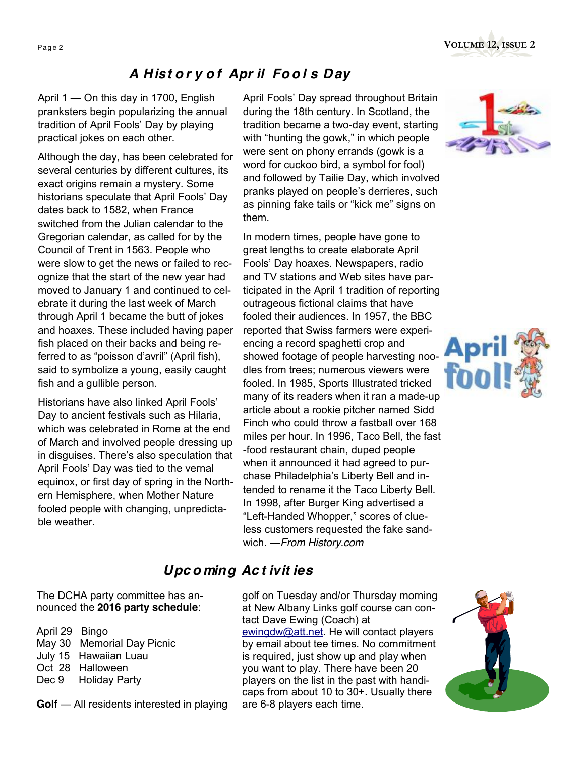## A History of April Fools Day

April 1 — On this day in 1700, English pranksters begin popularizing the annual tradition of April Fools' Day by playing practical jokes on each other.

Although the day, has been celebrated for several centuries by different cultures, its exact origins remain a mystery. Some historians speculate that April Fools' Day dates back to 1582, when France switched from the Julian calendar to the Gregorian calendar, as called for by the Council of Trent in 1563. People who were slow to get the news or failed to recognize that the start of the new year had moved to January 1 and continued to celebrate it during the last week of March through April 1 became the butt of jokes and hoaxes. These included having paper fish placed on their backs and being referred to as "poisson d'avril" (April fish), said to symbolize a young, easily caught fish and a gullible person.

Historians have also linked April Fools' Day to ancient festivals such as Hilaria, which was celebrated in Rome at the end of March and involved people dressing up in disguises. There's also speculation that April Fools' Day was tied to the vernal equinox, or first day of spring in the Northern Hemisphere, when Mother Nature fooled people with changing, unpredictable weather.

April Fools' Day spread throughout Britain during the 18th century. In Scotland, the tradition became a two-day event, starting with "hunting the gowk," in which people were sent on phony errands (gowk is a word for cuckoo bird, a symbol for fool) and followed by Tailie Day, which involved pranks played on people's derrieres, such as pinning fake tails or "kick me" signs on them.

In modern times, people have gone to great lengths to create elaborate April Fools' Day hoaxes. Newspapers, radio and TV stations and Web sites have participated in the April 1 tradition of reporting outrageous fictional claims that have fooled their audiences. In 1957, the BBC reported that Swiss farmers were experiencing a record spaghetti crop and showed footage of people harvesting noodles from trees; numerous viewers were fooled. In 1985, Sports Illustrated tricked many of its readers when it ran a made-up article about a rookie pitcher named Sidd Finch who could throw a fastball over 168 miles per hour. In 1996, Taco Bell, the fast-food restaurant chain, duped people when it announced it had agreed to purchase Philadelphia's Liberty Bell and intended to rename it the Taco Liberty Bell. In 1998, after Burger King advertised a "Left-Handed Whopper," scores of clueless customers requested the fake sandwich. —*From History.com*

## Upcoming Activities

The DCHA party committee has announced the **2016 party schedule**:

April 29 Bingo
May 30 Memorial Day Picnic
July 15 Hawaiian Luau
Oct 28 Halloween
Dec 9 Holiday Party

**Golf** — All residents interested in playing golf on Tuesday and/or Thursday morning at New Albany Links golf course can contact Dave Ewing (Coach) at ewingdw@att.net. He will contact players by email about tee times. No commitment is required, just show up and play when you want to play. There have been 20 players on the list in the past with handicaps from about 10 to 30+. Usually there are 6-8 players each time.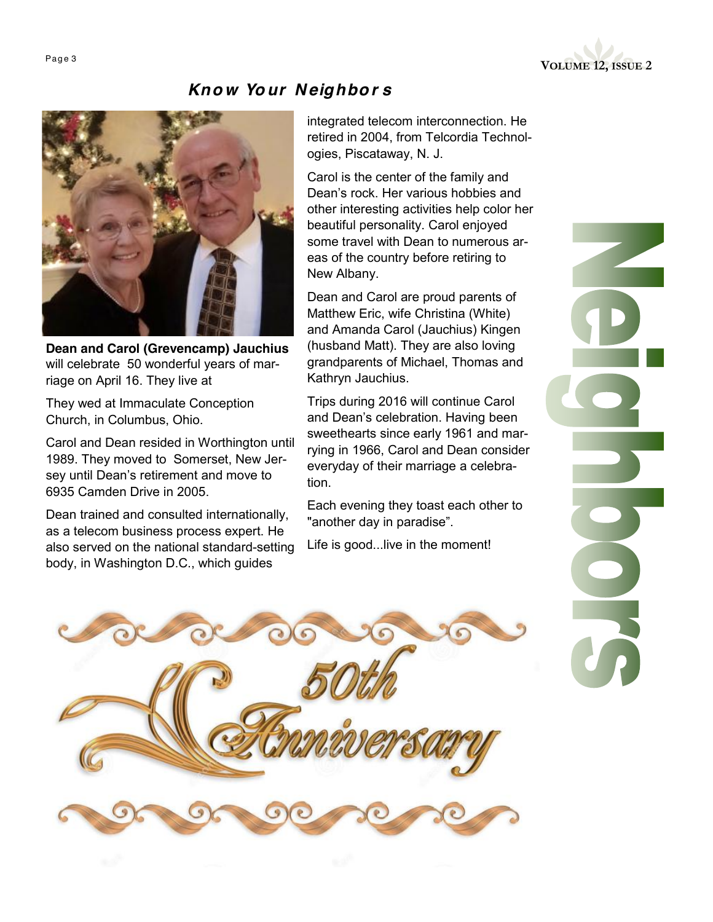## Know Your Neighbors

**Dean and Carol (Grevencamp) Jauchius** will celebrate 50 wonderful years of marriage on April 16. They live at

They wed at Immaculate Conception Church, in Columbus, Ohio.

Carol and Dean resided in Worthington until 1989. They moved to Somerset, New Jersey until Dean's retirement and move to 6935 Camden Drive in 2005.

Dean trained and consulted internationally, as a telecom business process expert. He also served on the national standard-setting body, in Washington D.C., which guides integrated telecom interconnection. He retired in 2004, from Telcordia Technologies, Piscataway, N. J.

Carol is the center of the family and Dean's rock. Her various hobbies and other interesting activities help color her beautiful personality. Carol enjoyed some travel with Dean to numerous areas of the country before retiring to New Albany.

Dean and Carol are proud parents of Matthew Eric, wife Christina (White) and Amanda Carol (Jauchius) Kingen (husband Matt). They are also loving grandparents of Michael, Thomas and Kathryn Jauchius.

Trips during 2016 will continue Carol and Dean's celebration. Having been sweethearts since early 1961 and marrying in 1966, Carol and Dean consider everyday of their marriage a celebration.

Each evening they toast each other to "another day in paradise".

Life is good...live in the moment!

50th Anniversary

Neighbors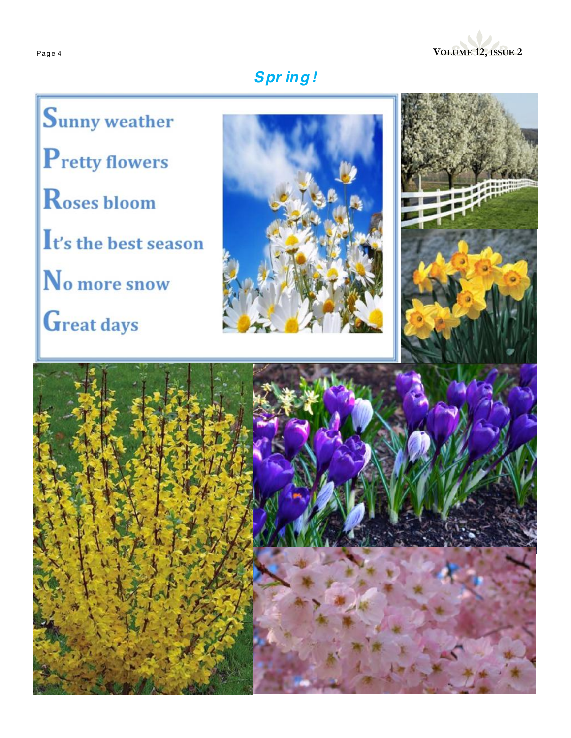## Spring!

**S**unny weather

**P**retty flowers

**R**oses bloom

**I**t's the best season

**N**o more snow

**G**reat days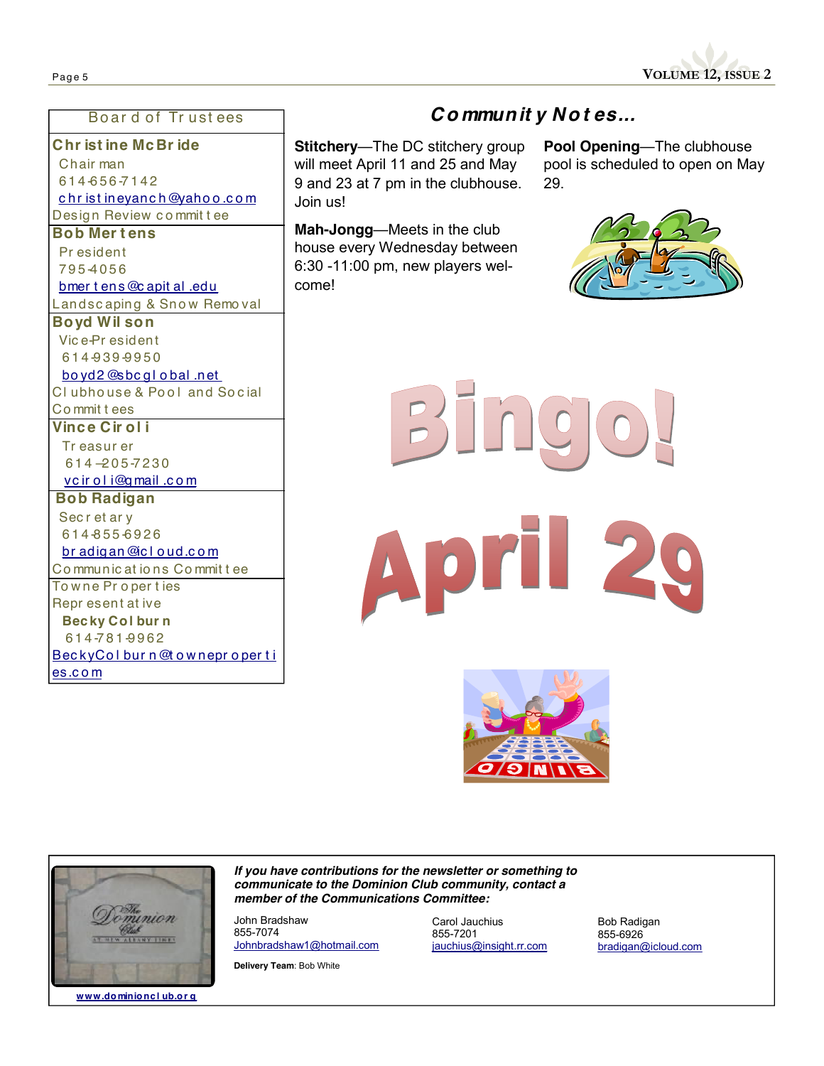## Board of Trustees

**Christine McBride**
Chairman
614-656-7142
christineyanch@yahoo.com
Design Review committee

**Bob Mertens**
President
795-4056
bmertens@capital.edu
Landscaping & Snow Removal

**Boyd Wilson**
Vice-President
614-939-9950
boyd2@sbcglobal.net
Clubhouse & Pool and Social Committees

**Vince Ciroli**
Treasurer
614–205-7230
vciroli@gmail.com

**Bob Radigan**
Secretary
614-855-6926
bradigan@icloud.com
Communications Committee

Towne Properties Representative
**Becky Colburn**
614-781-9962
BeckyColburn@towneproperties.com

## Community Notes...

**Stitchery**—The DC stitchery group will meet April 11 and 25 and May 9 and 23 at 7 pm in the clubhouse. Join us!

**Mah-Jongg**—Meets in the club house every Wednesday between 6:30 -11:00 pm, new players welcome!

**Pool Opening**—The clubhouse pool is scheduled to open on May 29.

# Bingo!

# April 29

*If you have contributions for the newsletter or something to communicate to the Dominion Club community, contact a member of the Communications Committee:*

John Bradshaw
855-7074
Johnbradshaw1@hotmail.com

Carol Jauchius
855-7201
jauchius@insight.rr.com

Bob Radigan
855-6926
bradigan@icloud.com

**Delivery Team**: Bob White

www.dominionclub.org